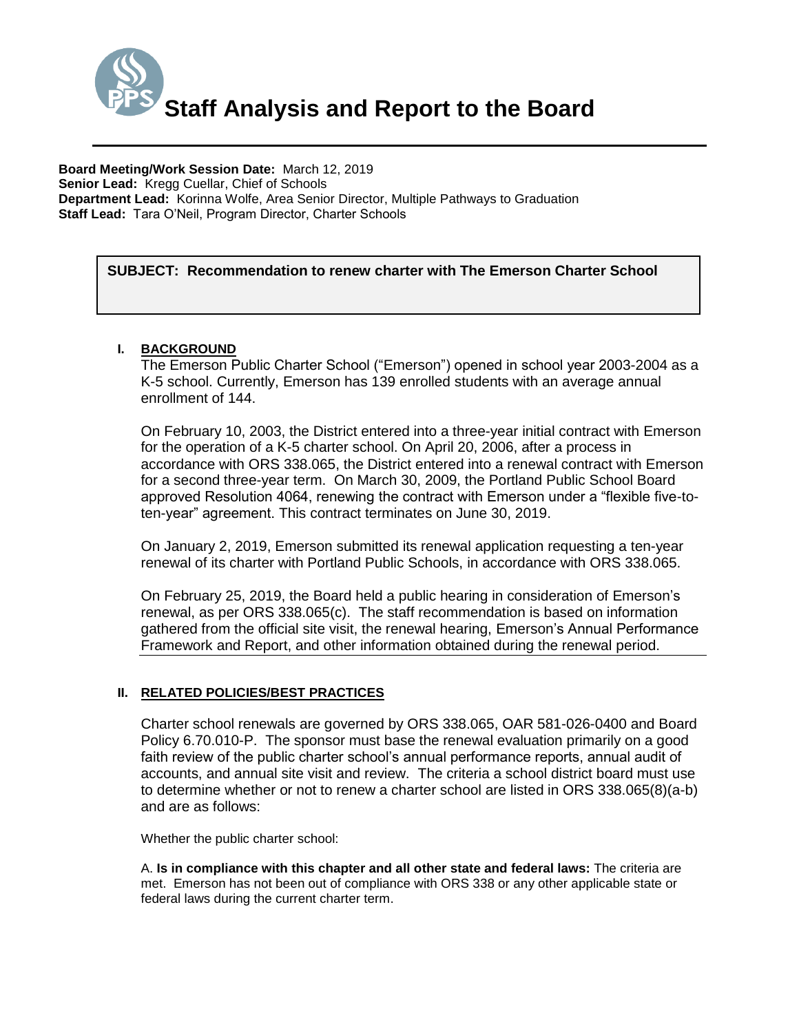# Staff Analysis and Report to the Board

**Board Meeting/Work Session Date:** March 12, 2019
**Senior Lead:** Kregg Cuellar, Chief of Schools
**Department Lead:** Korinna Wolfe, Area Senior Director, Multiple Pathways to Graduation
**Staff Lead:** Tara O'Neil, Program Director, Charter Schools

**SUBJECT: Recommendation to renew charter with The Emerson Charter School**

## I. BACKGROUND

The Emerson Public Charter School ("Emerson") opened in school year 2003-2004 as a K-5 school. Currently, Emerson has 139 enrolled students with an average annual enrollment of 144.

On February 10, 2003, the District entered into a three-year initial contract with Emerson for the operation of a K-5 charter school. On April 20, 2006, after a process in accordance with ORS 338.065, the District entered into a renewal contract with Emerson for a second three-year term. On March 30, 2009, the Portland Public School Board approved Resolution 4064, renewing the contract with Emerson under a "flexible five-to-ten-year" agreement. This contract terminates on June 30, 2019.

On January 2, 2019, Emerson submitted its renewal application requesting a ten-year renewal of its charter with Portland Public Schools, in accordance with ORS 338.065.

On February 25, 2019, the Board held a public hearing in consideration of Emerson's renewal, as per ORS 338.065(c). The staff recommendation is based on information gathered from the official site visit, the renewal hearing, Emerson's Annual Performance Framework and Report, and other information obtained during the renewal period.

## II. RELATED POLICIES/BEST PRACTICES

Charter school renewals are governed by ORS 338.065, OAR 581-026-0400 and Board Policy 6.70.010-P. The sponsor must base the renewal evaluation primarily on a good faith review of the public charter school's annual performance reports, annual audit of accounts, and annual site visit and review. The criteria a school district board must use to determine whether or not to renew a charter school are listed in ORS 338.065(8)(a-b) and are as follows:

Whether the public charter school:

A. **Is in compliance with this chapter and all other state and federal laws:** The criteria are met. Emerson has not been out of compliance with ORS 338 or any other applicable state or federal laws during the current charter term.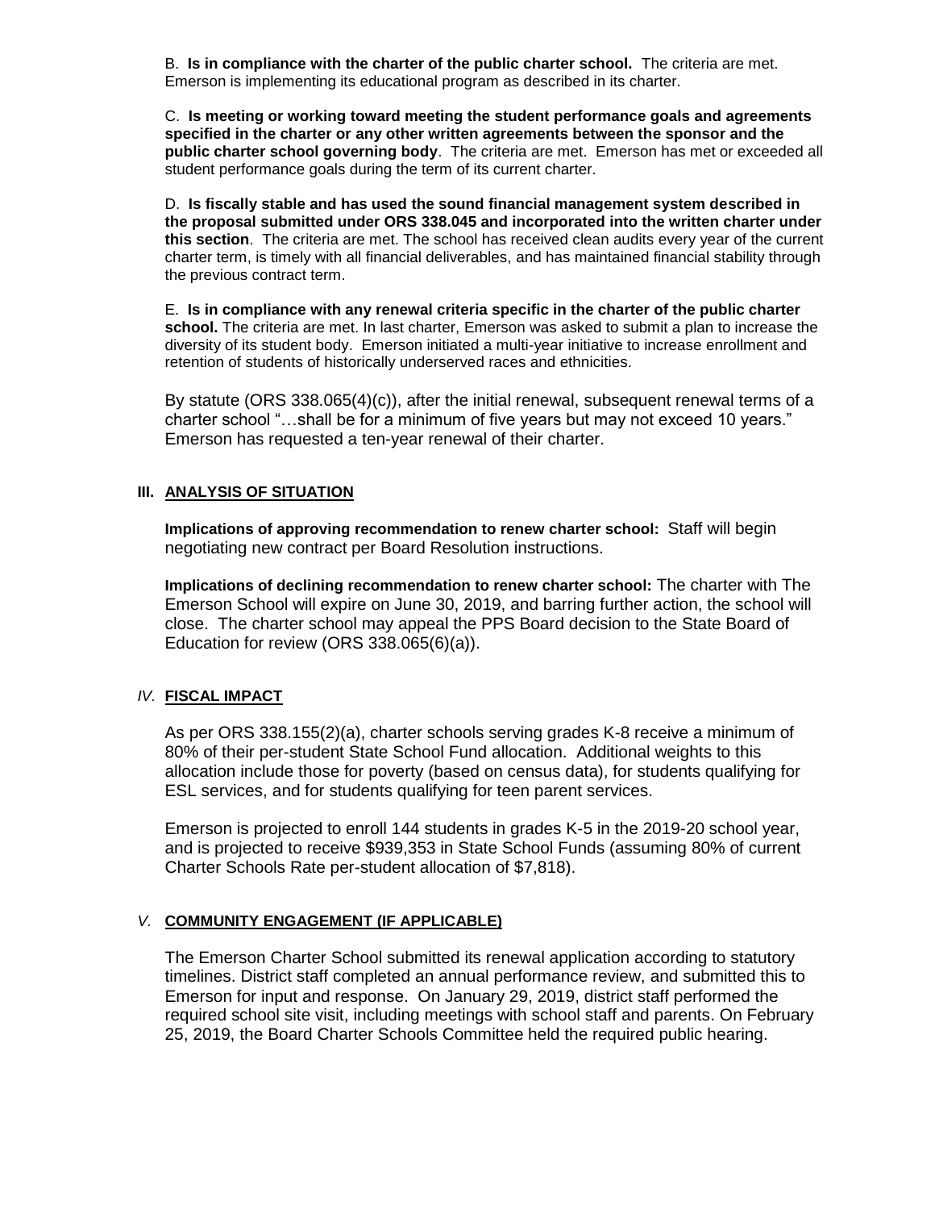B. **Is in compliance with the charter of the public charter school.** The criteria are met. Emerson is implementing its educational program as described in its charter.

C. **Is meeting or working toward meeting the student performance goals and agreements specified in the charter or any other written agreements between the sponsor and the public charter school governing body**. The criteria are met. Emerson has met or exceeded all student performance goals during the term of its current charter.

D. **Is fiscally stable and has used the sound financial management system described in the proposal submitted under ORS 338.045 and incorporated into the written charter under this section**. The criteria are met. The school has received clean audits every year of the current charter term, is timely with all financial deliverables, and has maintained financial stability through the previous contract term.

E. **Is in compliance with any renewal criteria specific in the charter of the public charter school.** The criteria are met. In last charter, Emerson was asked to submit a plan to increase the diversity of its student body. Emerson initiated a multi-year initiative to increase enrollment and retention of students of historically underserved races and ethnicities.

By statute (ORS 338.065(4)(c)), after the initial renewal, subsequent renewal terms of a charter school "…shall be for a minimum of five years but may not exceed 10 years." Emerson has requested a ten-year renewal of their charter.

## III. ANALYSIS OF SITUATION

**Implications of approving recommendation to renew charter school:** Staff will begin negotiating new contract per Board Resolution instructions.

**Implications of declining recommendation to renew charter school:** The charter with The Emerson School will expire on June 30, 2019, and barring further action, the school will close. The charter school may appeal the PPS Board decision to the State Board of Education for review (ORS 338.065(6)(a)).

## *IV.* FISCAL IMPACT

As per ORS 338.155(2)(a), charter schools serving grades K-8 receive a minimum of 80% of their per-student State School Fund allocation. Additional weights to this allocation include those for poverty (based on census data), for students qualifying for ESL services, and for students qualifying for teen parent services.

Emerson is projected to enroll 144 students in grades K-5 in the 2019-20 school year, and is projected to receive $939,353 in State School Funds (assuming 80% of current Charter Schools Rate per-student allocation of $7,818).

## *V.* COMMUNITY ENGAGEMENT (IF APPLICABLE)

The Emerson Charter School submitted its renewal application according to statutory timelines. District staff completed an annual performance review, and submitted this to Emerson for input and response. On January 29, 2019, district staff performed the required school site visit, including meetings with school staff and parents. On February 25, 2019, the Board Charter Schools Committee held the required public hearing.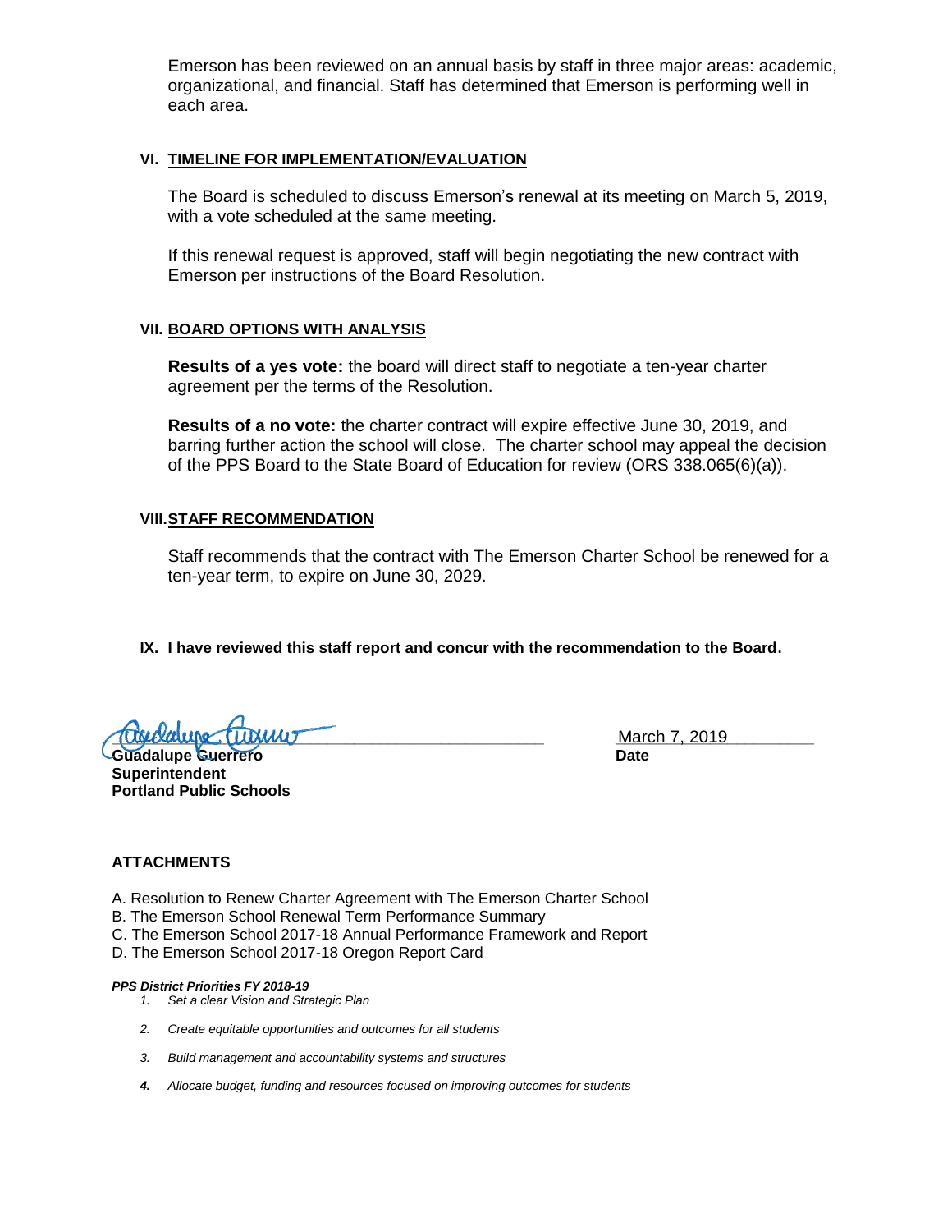Emerson has been reviewed on an annual basis by staff in three major areas: academic, organizational, and financial. Staff has determined that Emerson is performing well in each area.

## VI. TIMELINE FOR IMPLEMENTATION/EVALUATION

The Board is scheduled to discuss Emerson's renewal at its meeting on March 5, 2019, with a vote scheduled at the same meeting.

If this renewal request is approved, staff will begin negotiating the new contract with Emerson per instructions of the Board Resolution.

## VII. BOARD OPTIONS WITH ANALYSIS

**Results of a yes vote:** the board will direct staff to negotiate a ten-year charter agreement per the terms of the Resolution.

**Results of a no vote:** the charter contract will expire effective June 30, 2019, and barring further action the school will close. The charter school may appeal the decision of the PPS Board to the State Board of Education for review (ORS 338.065(6)(a)).

## VIII. STAFF RECOMMENDATION

Staff recommends that the contract with The Emerson Charter School be renewed for a ten-year term, to expire on June 30, 2029.

**IX. I have reviewed this staff report and concur with the recommendation to the Board.**

**Guadalupe Guerrero**
**Superintendent**
**Portland Public Schools**

March 7, 2019
**Date**

**ATTACHMENTS**

A. Resolution to Renew Charter Agreement with The Emerson Charter School
B. The Emerson School Renewal Term Performance Summary
C. The Emerson School 2017-18 Annual Performance Framework and Report
D. The Emerson School 2017-18 Oregon Report Card

***PPS District Priorities FY 2018-19***

1. *Set a clear Vision and Strategic Plan*
2. *Create equitable opportunities and outcomes for all students*
3. *Build management and accountability systems and structures*
4. *Allocate budget, funding and resources focused on improving outcomes for students*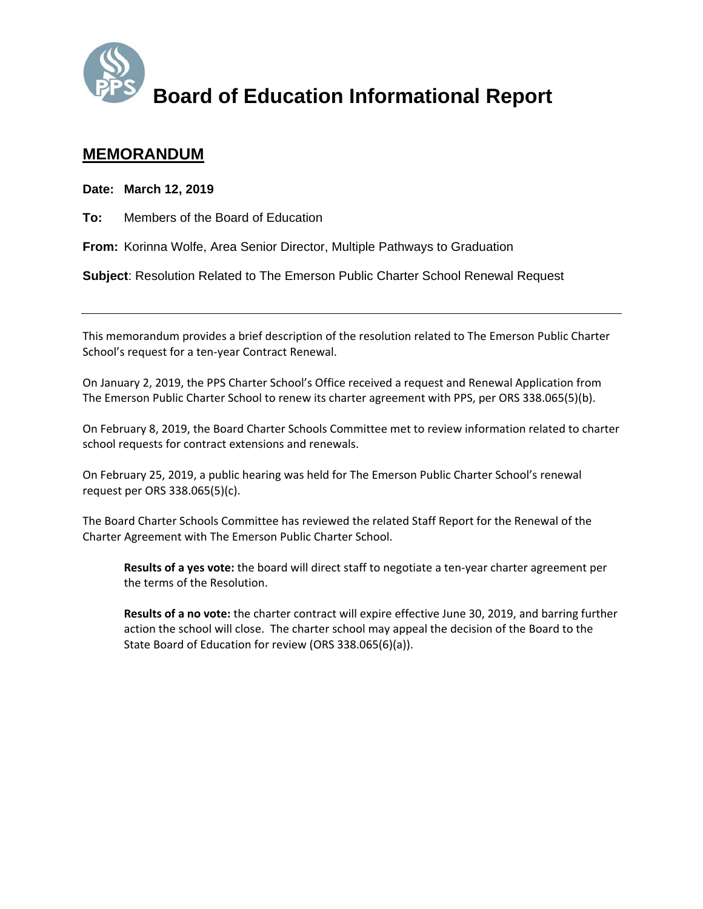# Board of Education Informational Report

## MEMORANDUM

**Date: March 12, 2019**

**To:** Members of the Board of Education

**From:** Korinna Wolfe, Area Senior Director, Multiple Pathways to Graduation

**Subject**: Resolution Related to The Emerson Public Charter School Renewal Request

---

This memorandum provides a brief description of the resolution related to The Emerson Public Charter School's request for a ten-year Contract Renewal.

On January 2, 2019, the PPS Charter School's Office received a request and Renewal Application from The Emerson Public Charter School to renew its charter agreement with PPS, per ORS 338.065(5)(b).

On February 8, 2019, the Board Charter Schools Committee met to review information related to charter school requests for contract extensions and renewals.

On February 25, 2019, a public hearing was held for The Emerson Public Charter School's renewal request per ORS 338.065(5)(c).

The Board Charter Schools Committee has reviewed the related Staff Report for the Renewal of the Charter Agreement with The Emerson Public Charter School.

> **Results of a yes vote:** the board will direct staff to negotiate a ten-year charter agreement per the terms of the Resolution.
>
> **Results of a no vote:** the charter contract will expire effective June 30, 2019, and barring further action the school will close. The charter school may appeal the decision of the Board to the State Board of Education for review (ORS 338.065(6)(a)).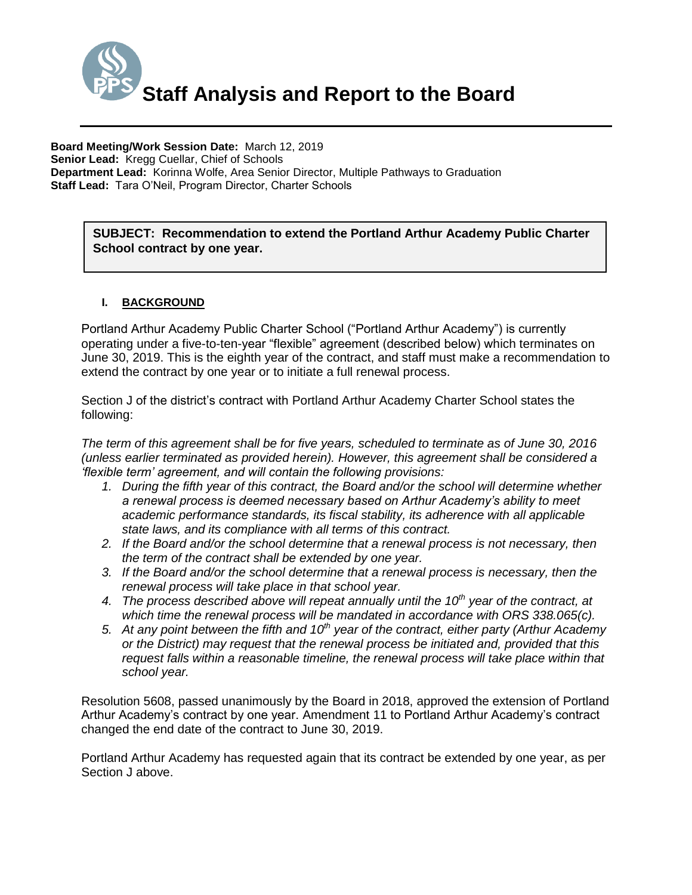# Staff Analysis and Report to the Board

**Board Meeting/Work Session Date:** March 12, 2019
**Senior Lead:** Kregg Cuellar, Chief of Schools
**Department Lead:** Korinna Wolfe, Area Senior Director, Multiple Pathways to Graduation
**Staff Lead:** Tara O'Neil, Program Director, Charter Schools

**SUBJECT: Recommendation to extend the Portland Arthur Academy Public Charter School contract by one year.**

## I. BACKGROUND

Portland Arthur Academy Public Charter School ("Portland Arthur Academy") is currently operating under a five-to-ten-year "flexible" agreement (described below) which terminates on June 30, 2019. This is the eighth year of the contract, and staff must make a recommendation to extend the contract by one year or to initiate a full renewal process.

Section J of the district's contract with Portland Arthur Academy Charter School states the following:

*The term of this agreement shall be for five years, scheduled to terminate as of June 30, 2016 (unless earlier terminated as provided herein). However, this agreement shall be considered a 'flexible term' agreement, and will contain the following provisions:*

1. *During the fifth year of this contract, the Board and/or the school will determine whether a renewal process is deemed necessary based on Arthur Academy's ability to meet academic performance standards, its fiscal stability, its adherence with all applicable state laws, and its compliance with all terms of this contract.*
2. *If the Board and/or the school determine that a renewal process is not necessary, then the term of the contract shall be extended by one year.*
3. *If the Board and/or the school determine that a renewal process is necessary, then the renewal process will take place in that school year.*
4. *The process described above will repeat annually until the 10th year of the contract, at which time the renewal process will be mandated in accordance with ORS 338.065(c).*
5. *At any point between the fifth and 10th year of the contract, either party (Arthur Academy or the District) may request that the renewal process be initiated and, provided that this request falls within a reasonable timeline, the renewal process will take place within that school year.*

Resolution 5608, passed unanimously by the Board in 2018, approved the extension of Portland Arthur Academy's contract by one year. Amendment 11 to Portland Arthur Academy's contract changed the end date of the contract to June 30, 2019.

Portland Arthur Academy has requested again that its contract be extended by one year, as per Section J above.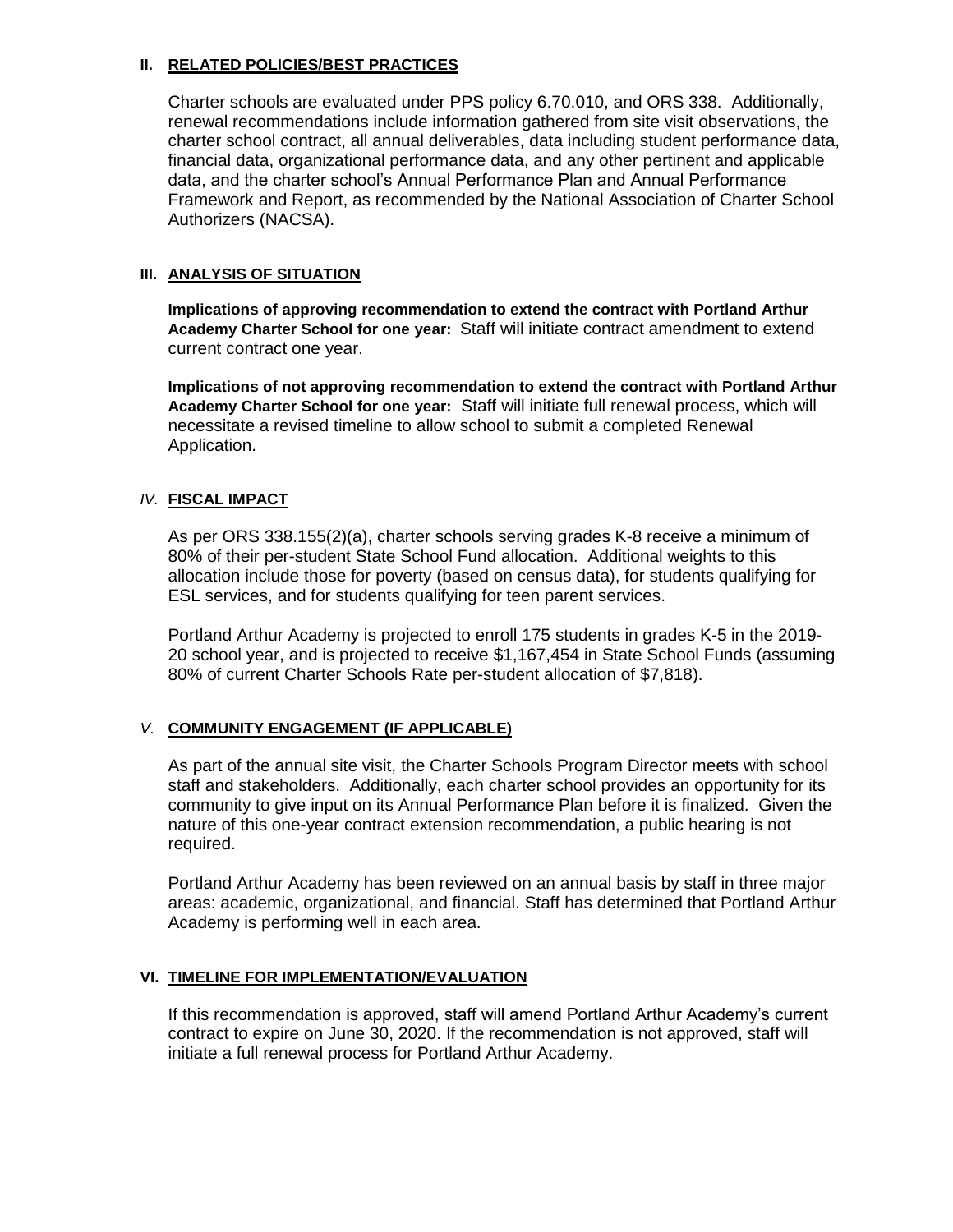## II. RELATED POLICIES/BEST PRACTICES

Charter schools are evaluated under PPS policy 6.70.010, and ORS 338. Additionally, renewal recommendations include information gathered from site visit observations, the charter school contract, all annual deliverables, data including student performance data, financial data, organizational performance data, and any other pertinent and applicable data, and the charter school's Annual Performance Plan and Annual Performance Framework and Report, as recommended by the National Association of Charter School Authorizers (NACSA).

## III. ANALYSIS OF SITUATION

**Implications of approving recommendation to extend the contract with Portland Arthur Academy Charter School for one year:** Staff will initiate contract amendment to extend current contract one year.

**Implications of not approving recommendation to extend the contract with Portland Arthur Academy Charter School for one year:** Staff will initiate full renewal process, which will necessitate a revised timeline to allow school to submit a completed Renewal Application.

## *IV.* FISCAL IMPACT

As per ORS 338.155(2)(a), charter schools serving grades K-8 receive a minimum of 80% of their per-student State School Fund allocation. Additional weights to this allocation include those for poverty (based on census data), for students qualifying for ESL services, and for students qualifying for teen parent services.

Portland Arthur Academy is projected to enroll 175 students in grades K-5 in the 2019-20 school year, and is projected to receive $1,167,454 in State School Funds (assuming 80% of current Charter Schools Rate per-student allocation of $7,818).

## *V.* COMMUNITY ENGAGEMENT (IF APPLICABLE)

As part of the annual site visit, the Charter Schools Program Director meets with school staff and stakeholders. Additionally, each charter school provides an opportunity for its community to give input on its Annual Performance Plan before it is finalized. Given the nature of this one-year contract extension recommendation, a public hearing is not required.

Portland Arthur Academy has been reviewed on an annual basis by staff in three major areas: academic, organizational, and financial. Staff has determined that Portland Arthur Academy is performing well in each area.

## VI. TIMELINE FOR IMPLEMENTATION/EVALUATION

If this recommendation is approved, staff will amend Portland Arthur Academy's current contract to expire on June 30, 2020. If the recommendation is not approved, staff will initiate a full renewal process for Portland Arthur Academy.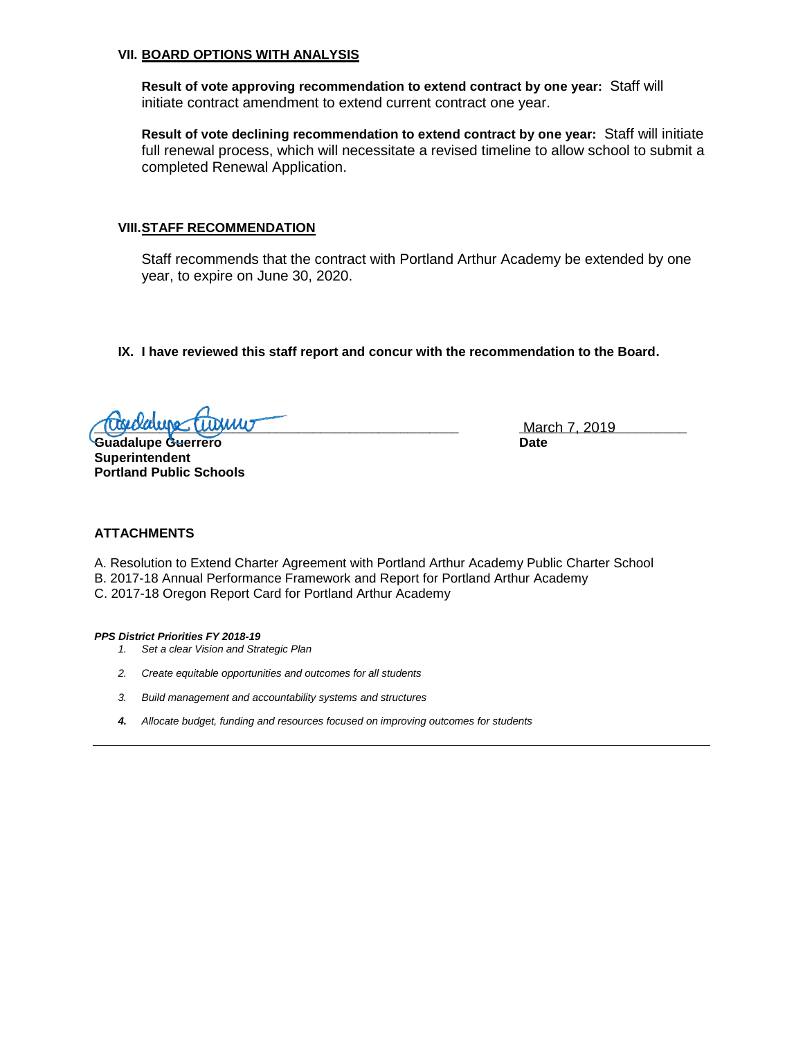## VII. BOARD OPTIONS WITH ANALYSIS

**Result of vote approving recommendation to extend contract by one year:** Staff will initiate contract amendment to extend current contract one year.

**Result of vote declining recommendation to extend contract by one year:** Staff will initiate full renewal process, which will necessitate a revised timeline to allow school to submit a completed Renewal Application.

## VIII. STAFF RECOMMENDATION

Staff recommends that the contract with Portland Arthur Academy be extended by one year, to expire on June 30, 2020.

**IX. I have reviewed this staff report and concur with the recommendation to the Board.**

**Guadalupe Guerrero**
**Superintendent**
**Portland Public Schools**

March 7, 2019
**Date**

### ATTACHMENTS

A. Resolution to Extend Charter Agreement with Portland Arthur Academy Public Charter School
B. 2017-18 Annual Performance Framework and Report for Portland Arthur Academy
C. 2017-18 Oregon Report Card for Portland Arthur Academy

***PPS District Priorities FY 2018-19***

1. *Set a clear Vision and Strategic Plan*
2. *Create equitable opportunities and outcomes for all students*
3. *Build management and accountability systems and structures*
4. *Allocate budget, funding and resources focused on improving outcomes for students*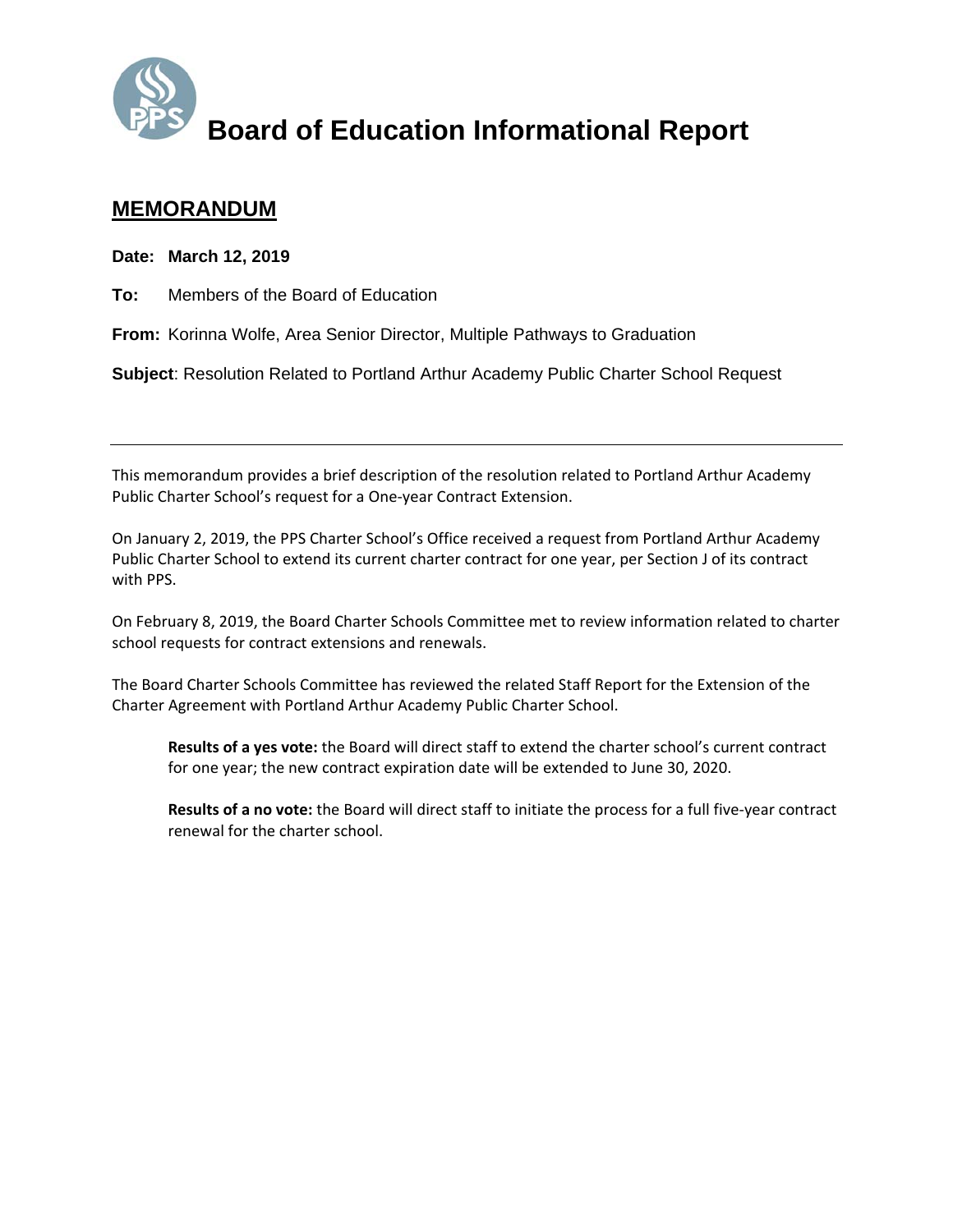# Board of Education Informational Report

## MEMORANDUM

**Date: March 12, 2019**

**To:** Members of the Board of Education

**From:** Korinna Wolfe, Area Senior Director, Multiple Pathways to Graduation

**Subject**: Resolution Related to Portland Arthur Academy Public Charter School Request

---

This memorandum provides a brief description of the resolution related to Portland Arthur Academy Public Charter School's request for a One-year Contract Extension.

On January 2, 2019, the PPS Charter School's Office received a request from Portland Arthur Academy Public Charter School to extend its current charter contract for one year, per Section J of its contract with PPS.

On February 8, 2019, the Board Charter Schools Committee met to review information related to charter school requests for contract extensions and renewals.

The Board Charter Schools Committee has reviewed the related Staff Report for the Extension of the Charter Agreement with Portland Arthur Academy Public Charter School.

> **Results of a yes vote:** the Board will direct staff to extend the charter school's current contract for one year; the new contract expiration date will be extended to June 30, 2020.
>
> **Results of a no vote:** the Board will direct staff to initiate the process for a full five-year contract renewal for the charter school.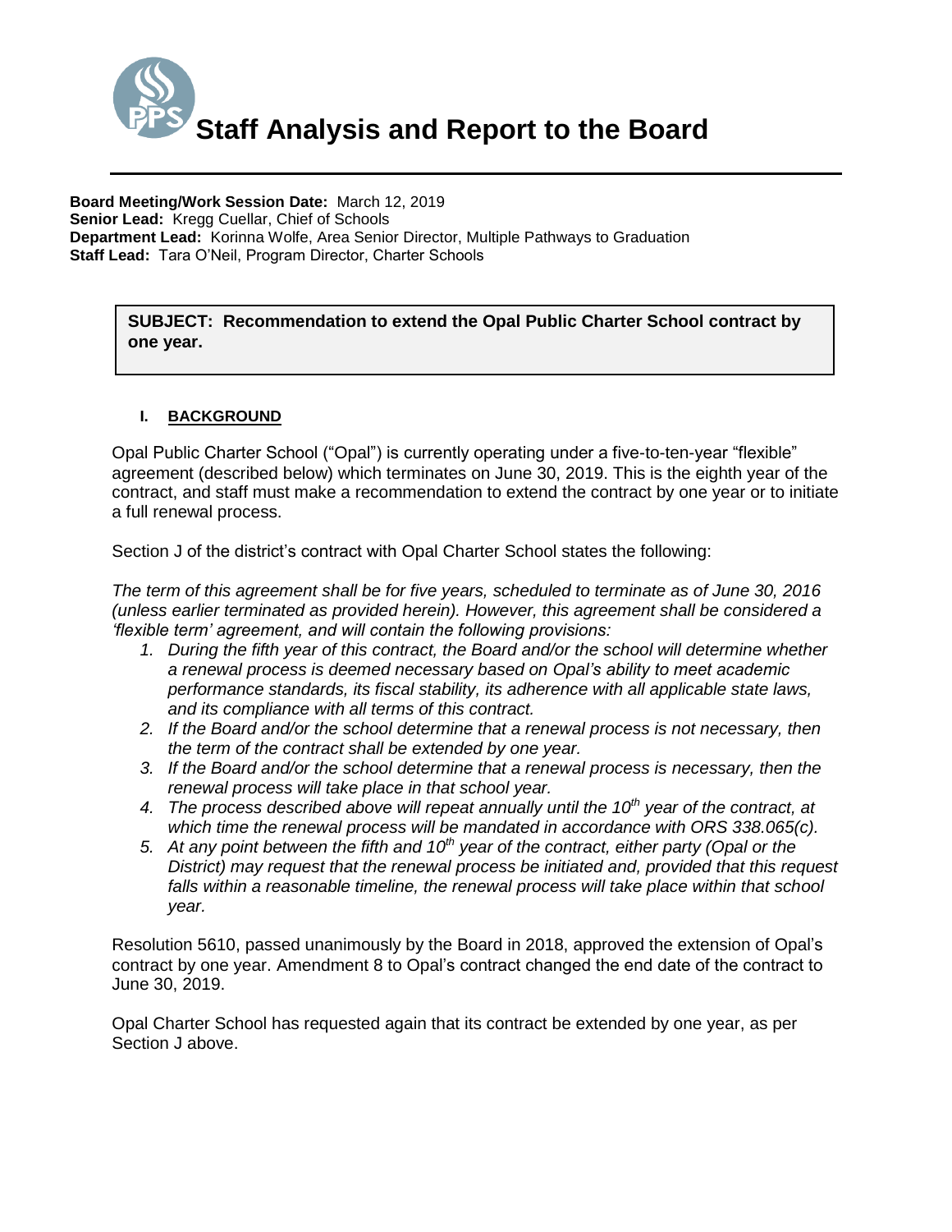# Staff Analysis and Report to the Board

**Board Meeting/Work Session Date:** March 12, 2019
**Senior Lead:** Kregg Cuellar, Chief of Schools
**Department Lead:** Korinna Wolfe, Area Senior Director, Multiple Pathways to Graduation
**Staff Lead:** Tara O'Neil, Program Director, Charter Schools

**SUBJECT: Recommendation to extend the Opal Public Charter School contract by one year.**

## I. BACKGROUND

Opal Public Charter School ("Opal") is currently operating under a five-to-ten-year "flexible" agreement (described below) which terminates on June 30, 2019. This is the eighth year of the contract, and staff must make a recommendation to extend the contract by one year or to initiate a full renewal process.

Section J of the district's contract with Opal Charter School states the following:

*The term of this agreement shall be for five years, scheduled to terminate as of June 30, 2016 (unless earlier terminated as provided herein). However, this agreement shall be considered a 'flexible term' agreement, and will contain the following provisions:*

1. *During the fifth year of this contract, the Board and/or the school will determine whether a renewal process is deemed necessary based on Opal's ability to meet academic performance standards, its fiscal stability, its adherence with all applicable state laws, and its compliance with all terms of this contract.*
2. *If the Board and/or the school determine that a renewal process is not necessary, then the term of the contract shall be extended by one year.*
3. *If the Board and/or the school determine that a renewal process is necessary, then the renewal process will take place in that school year.*
4. *The process described above will repeat annually until the 10th year of the contract, at which time the renewal process will be mandated in accordance with ORS 338.065(c).*
5. *At any point between the fifth and 10th year of the contract, either party (Opal or the District) may request that the renewal process be initiated and, provided that this request falls within a reasonable timeline, the renewal process will take place within that school year.*

Resolution 5610, passed unanimously by the Board in 2018, approved the extension of Opal's contract by one year. Amendment 8 to Opal's contract changed the end date of the contract to June 30, 2019.

Opal Charter School has requested again that its contract be extended by one year, as per Section J above.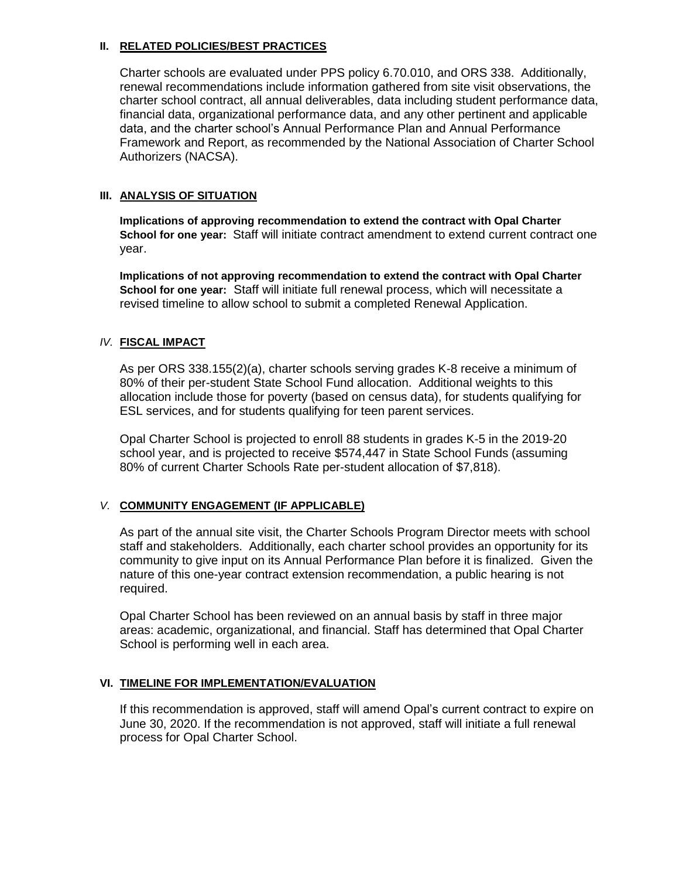## II. RELATED POLICIES/BEST PRACTICES

Charter schools are evaluated under PPS policy 6.70.010, and ORS 338. Additionally, renewal recommendations include information gathered from site visit observations, the charter school contract, all annual deliverables, data including student performance data, financial data, organizational performance data, and any other pertinent and applicable data, and the charter school's Annual Performance Plan and Annual Performance Framework and Report, as recommended by the National Association of Charter School Authorizers (NACSA).

## III. ANALYSIS OF SITUATION

**Implications of approving recommendation to extend the contract with Opal Charter School for one year:** Staff will initiate contract amendment to extend current contract one year.

**Implications of not approving recommendation to extend the contract with Opal Charter School for one year:** Staff will initiate full renewal process, which will necessitate a revised timeline to allow school to submit a completed Renewal Application.

## *IV.* FISCAL IMPACT

As per ORS 338.155(2)(a), charter schools serving grades K-8 receive a minimum of 80% of their per-student State School Fund allocation. Additional weights to this allocation include those for poverty (based on census data), for students qualifying for ESL services, and for students qualifying for teen parent services.

Opal Charter School is projected to enroll 88 students in grades K-5 in the 2019-20 school year, and is projected to receive $574,447 in State School Funds (assuming 80% of current Charter Schools Rate per-student allocation of $7,818).

## *V.* COMMUNITY ENGAGEMENT (IF APPLICABLE)

As part of the annual site visit, the Charter Schools Program Director meets with school staff and stakeholders. Additionally, each charter school provides an opportunity for its community to give input on its Annual Performance Plan before it is finalized. Given the nature of this one-year contract extension recommendation, a public hearing is not required.

Opal Charter School has been reviewed on an annual basis by staff in three major areas: academic, organizational, and financial. Staff has determined that Opal Charter School is performing well in each area.

## VI. TIMELINE FOR IMPLEMENTATION/EVALUATION

If this recommendation is approved, staff will amend Opal's current contract to expire on June 30, 2020. If the recommendation is not approved, staff will initiate a full renewal process for Opal Charter School.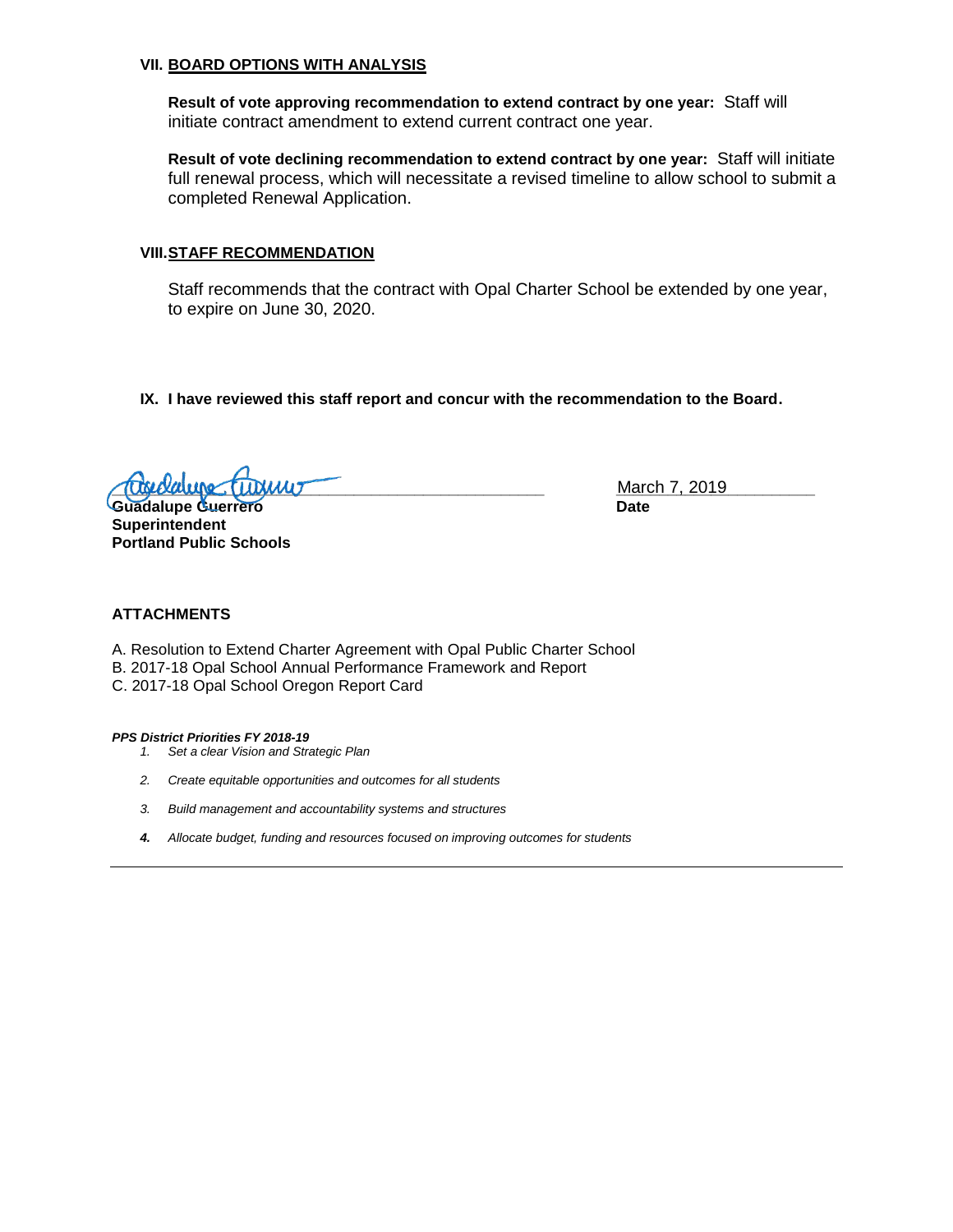## VII. BOARD OPTIONS WITH ANALYSIS

**Result of vote approving recommendation to extend contract by one year:** Staff will initiate contract amendment to extend current contract one year.

**Result of vote declining recommendation to extend contract by one year:** Staff will initiate full renewal process, which will necessitate a revised timeline to allow school to submit a completed Renewal Application.

## VIII. STAFF RECOMMENDATION

Staff recommends that the contract with Opal Charter School be extended by one year, to expire on June 30, 2020.

## IX. I have reviewed this staff report and concur with the recommendation to the Board.

**Guadalupe Guerrero**
**Superintendent**
**Portland Public Schools**

March 7, 2019
**Date**

### ATTACHMENTS

A. Resolution to Extend Charter Agreement with Opal Public Charter School
B. 2017-18 Opal School Annual Performance Framework and Report
C. 2017-18 Opal School Oregon Report Card

***PPS District Priorities FY 2018-19***

1. *Set a clear Vision and Strategic Plan*
2. *Create equitable opportunities and outcomes for all students*
3. *Build management and accountability systems and structures*
4. *Allocate budget, funding and resources focused on improving outcomes for students*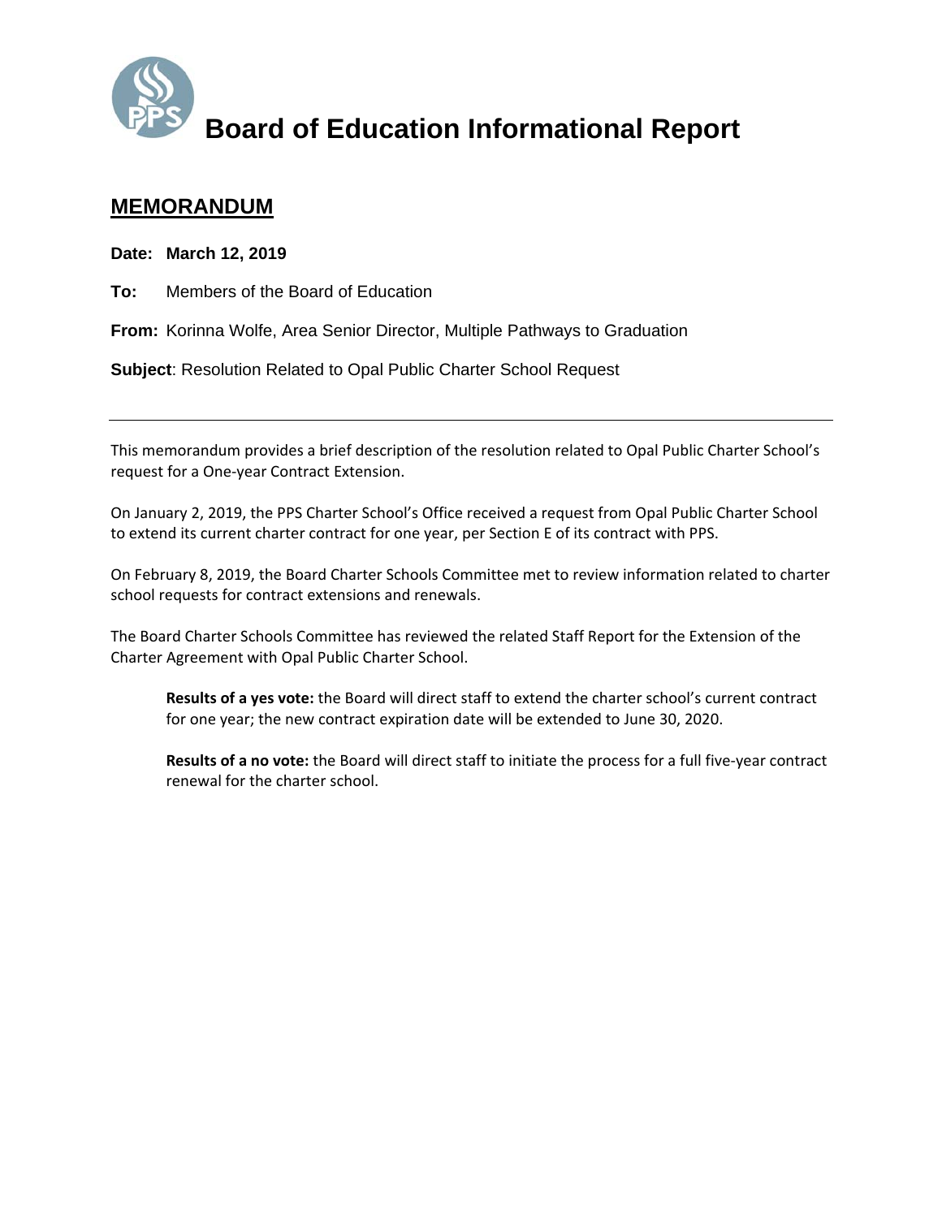# Board of Education Informational Report

## MEMORANDUM

**Date: March 12, 2019**

**To:** Members of the Board of Education

**From:** Korinna Wolfe, Area Senior Director, Multiple Pathways to Graduation

**Subject**: Resolution Related to Opal Public Charter School Request

---

This memorandum provides a brief description of the resolution related to Opal Public Charter School's request for a One-year Contract Extension.

On January 2, 2019, the PPS Charter School's Office received a request from Opal Public Charter School to extend its current charter contract for one year, per Section E of its contract with PPS.

On February 8, 2019, the Board Charter Schools Committee met to review information related to charter school requests for contract extensions and renewals.

The Board Charter Schools Committee has reviewed the related Staff Report for the Extension of the Charter Agreement with Opal Public Charter School.

> **Results of a yes vote:** the Board will direct staff to extend the charter school's current contract for one year; the new contract expiration date will be extended to June 30, 2020.
>
> **Results of a no vote:** the Board will direct staff to initiate the process for a full five-year contract renewal for the charter school.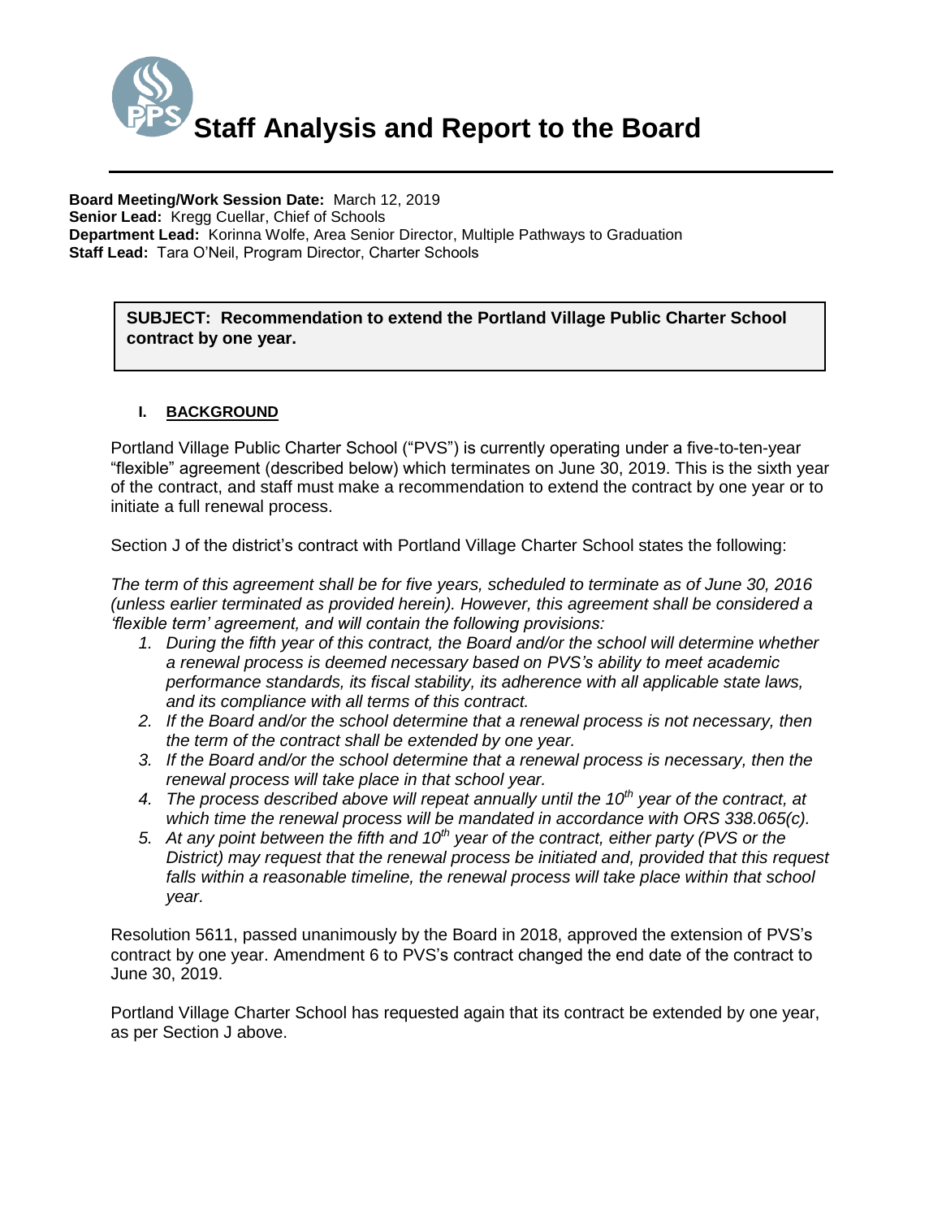# Staff Analysis and Report to the Board

**Board Meeting/Work Session Date:** March 12, 2019
**Senior Lead:** Kregg Cuellar, Chief of Schools
**Department Lead:** Korinna Wolfe, Area Senior Director, Multiple Pathways to Graduation
**Staff Lead:** Tara O'Neil, Program Director, Charter Schools

**SUBJECT: Recommendation to extend the Portland Village Public Charter School contract by one year.**

## I. BACKGROUND

Portland Village Public Charter School ("PVS") is currently operating under a five-to-ten-year "flexible" agreement (described below) which terminates on June 30, 2019. This is the sixth year of the contract, and staff must make a recommendation to extend the contract by one year or to initiate a full renewal process.

Section J of the district's contract with Portland Village Charter School states the following:

*The term of this agreement shall be for five years, scheduled to terminate as of June 30, 2016 (unless earlier terminated as provided herein). However, this agreement shall be considered a 'flexible term' agreement, and will contain the following provisions:*

1. *During the fifth year of this contract, the Board and/or the school will determine whether a renewal process is deemed necessary based on PVS's ability to meet academic performance standards, its fiscal stability, its adherence with all applicable state laws, and its compliance with all terms of this contract.*
2. *If the Board and/or the school determine that a renewal process is not necessary, then the term of the contract shall be extended by one year.*
3. *If the Board and/or the school determine that a renewal process is necessary, then the renewal process will take place in that school year.*
4. *The process described above will repeat annually until the 10th year of the contract, at which time the renewal process will be mandated in accordance with ORS 338.065(c).*
5. *At any point between the fifth and 10th year of the contract, either party (PVS or the District) may request that the renewal process be initiated and, provided that this request falls within a reasonable timeline, the renewal process will take place within that school year.*

Resolution 5611, passed unanimously by the Board in 2018, approved the extension of PVS's contract by one year. Amendment 6 to PVS's contract changed the end date of the contract to June 30, 2019.

Portland Village Charter School has requested again that its contract be extended by one year, as per Section J above.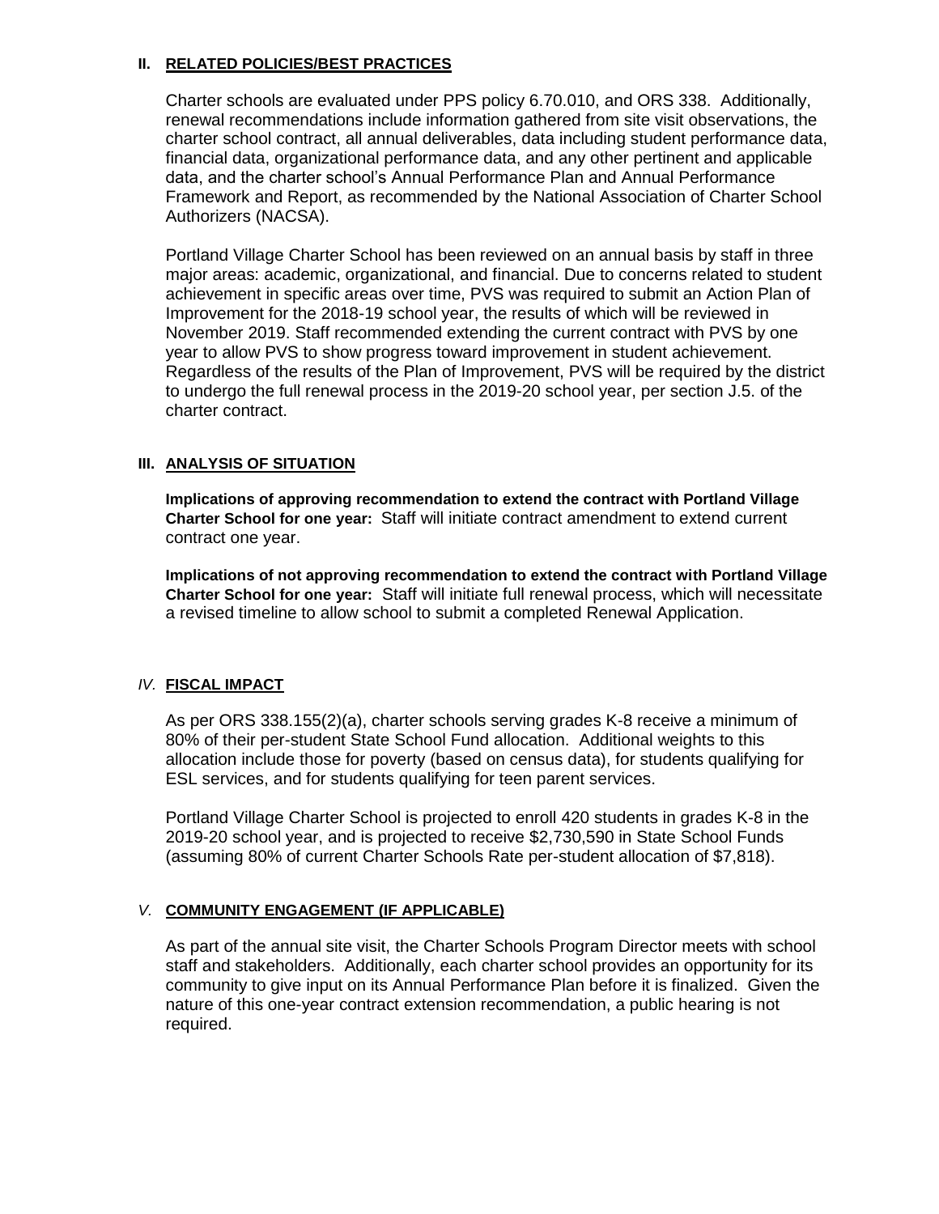## II. RELATED POLICIES/BEST PRACTICES

Charter schools are evaluated under PPS policy 6.70.010, and ORS 338. Additionally, renewal recommendations include information gathered from site visit observations, the charter school contract, all annual deliverables, data including student performance data, financial data, organizational performance data, and any other pertinent and applicable data, and the charter school's Annual Performance Plan and Annual Performance Framework and Report, as recommended by the National Association of Charter School Authorizers (NACSA).

Portland Village Charter School has been reviewed on an annual basis by staff in three major areas: academic, organizational, and financial. Due to concerns related to student achievement in specific areas over time, PVS was required to submit an Action Plan of Improvement for the 2018-19 school year, the results of which will be reviewed in November 2019. Staff recommended extending the current contract with PVS by one year to allow PVS to show progress toward improvement in student achievement. Regardless of the results of the Plan of Improvement, PVS will be required by the district to undergo the full renewal process in the 2019-20 school year, per section J.5. of the charter contract.

## III. ANALYSIS OF SITUATION

**Implications of approving recommendation to extend the contract with Portland Village Charter School for one year:** Staff will initiate contract amendment to extend current contract one year.

**Implications of not approving recommendation to extend the contract with Portland Village Charter School for one year:** Staff will initiate full renewal process, which will necessitate a revised timeline to allow school to submit a completed Renewal Application.

## *IV.* FISCAL IMPACT

As per ORS 338.155(2)(a), charter schools serving grades K-8 receive a minimum of 80% of their per-student State School Fund allocation. Additional weights to this allocation include those for poverty (based on census data), for students qualifying for ESL services, and for students qualifying for teen parent services.

Portland Village Charter School is projected to enroll 420 students in grades K-8 in the 2019-20 school year, and is projected to receive $2,730,590 in State School Funds (assuming 80% of current Charter Schools Rate per-student allocation of $7,818).

## *V.* COMMUNITY ENGAGEMENT (IF APPLICABLE)

As part of the annual site visit, the Charter Schools Program Director meets with school staff and stakeholders. Additionally, each charter school provides an opportunity for its community to give input on its Annual Performance Plan before it is finalized. Given the nature of this one-year contract extension recommendation, a public hearing is not required.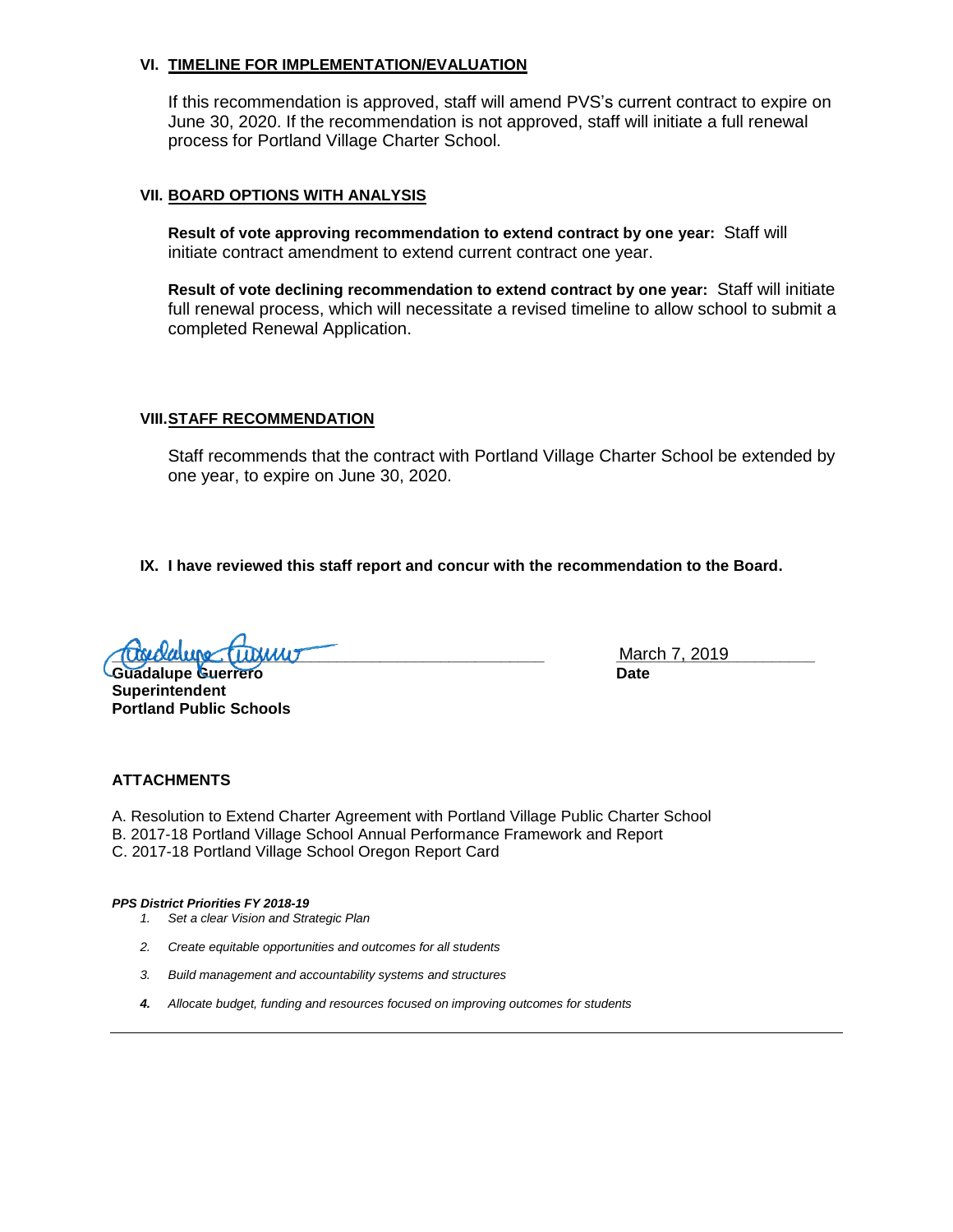### VI. TIMELINE FOR IMPLEMENTATION/EVALUATION

If this recommendation is approved, staff will amend PVS's current contract to expire on June 30, 2020. If the recommendation is not approved, staff will initiate a full renewal process for Portland Village Charter School.

### VII. BOARD OPTIONS WITH ANALYSIS

**Result of vote approving recommendation to extend contract by one year:** Staff will initiate contract amendment to extend current contract one year.

**Result of vote declining recommendation to extend contract by one year:** Staff will initiate full renewal process, which will necessitate a revised timeline to allow school to submit a completed Renewal Application.

### VIII. STAFF RECOMMENDATION

Staff recommends that the contract with Portland Village Charter School be extended by one year, to expire on June 30, 2020.

**IX. I have reviewed this staff report and concur with the recommendation to the Board.**

**Guadalupe Guerrero**
**Superintendent**
**Portland Public Schools**

March 7, 2019
**Date**

### ATTACHMENTS

A. Resolution to Extend Charter Agreement with Portland Village Public Charter School
B. 2017-18 Portland Village School Annual Performance Framework and Report
C. 2017-18 Portland Village School Oregon Report Card

***PPS District Priorities FY 2018-19***

1. *Set a clear Vision and Strategic Plan*
2. *Create equitable opportunities and outcomes for all students*
3. *Build management and accountability systems and structures*
4. *Allocate budget, funding and resources focused on improving outcomes for students*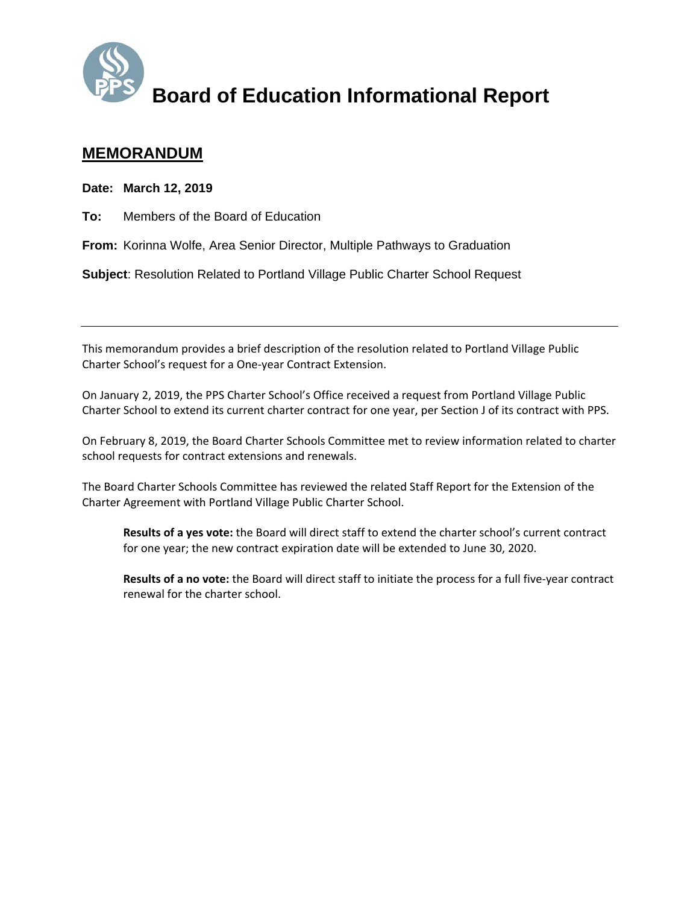# Board of Education Informational Report

## MEMORANDUM

**Date: March 12, 2019**

**To:** Members of the Board of Education

**From:** Korinna Wolfe, Area Senior Director, Multiple Pathways to Graduation

**Subject**: Resolution Related to Portland Village Public Charter School Request

---

This memorandum provides a brief description of the resolution related to Portland Village Public Charter School's request for a One-year Contract Extension.

On January 2, 2019, the PPS Charter School's Office received a request from Portland Village Public Charter School to extend its current charter contract for one year, per Section J of its contract with PPS.

On February 8, 2019, the Board Charter Schools Committee met to review information related to charter school requests for contract extensions and renewals.

The Board Charter Schools Committee has reviewed the related Staff Report for the Extension of the Charter Agreement with Portland Village Public Charter School.

> **Results of a yes vote:** the Board will direct staff to extend the charter school's current contract for one year; the new contract expiration date will be extended to June 30, 2020.
>
> **Results of a no vote:** the Board will direct staff to initiate the process for a full five-year contract renewal for the charter school.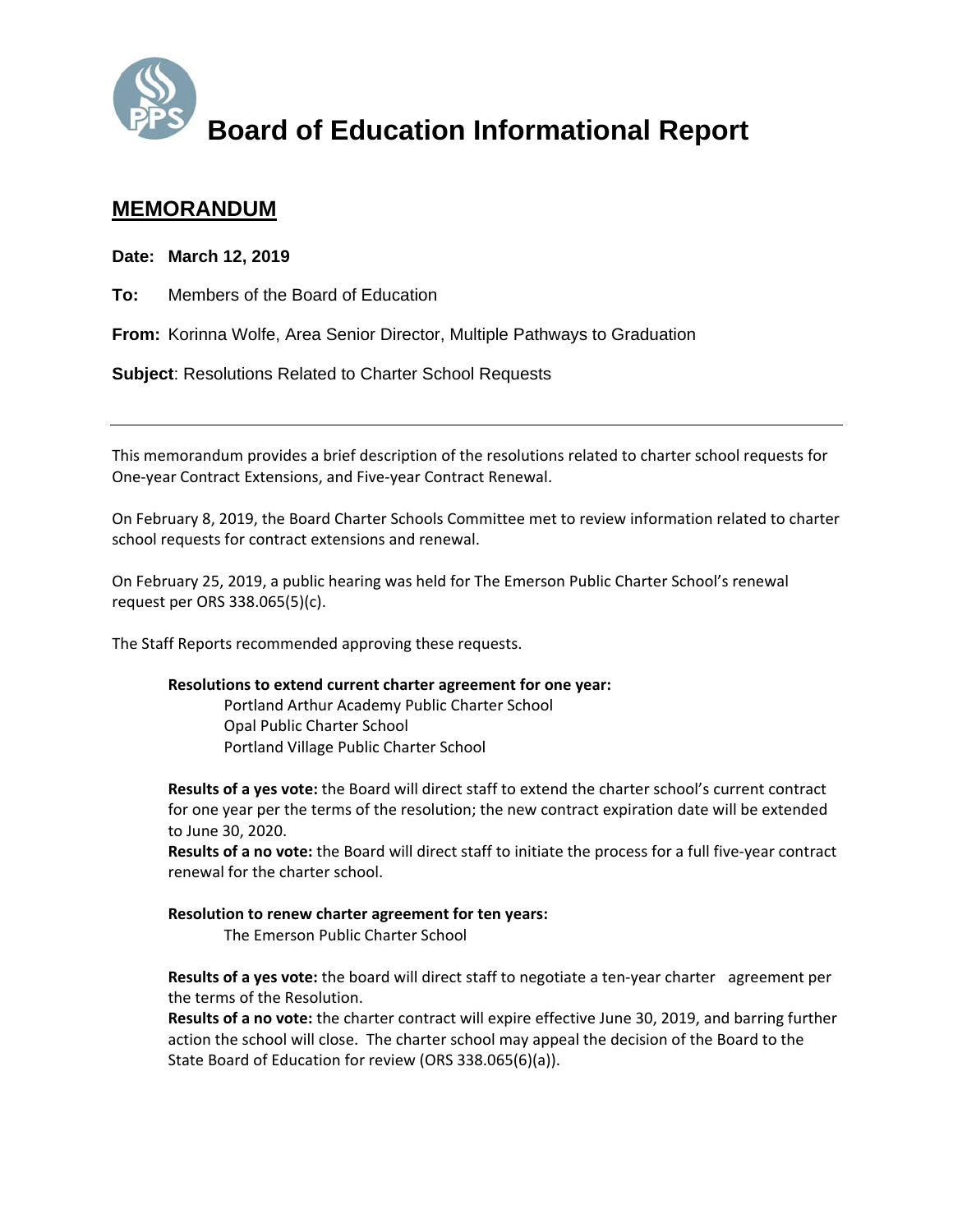# Board of Education Informational Report

## MEMORANDUM

**Date: March 12, 2019**

**To:** Members of the Board of Education

**From:** Korinna Wolfe, Area Senior Director, Multiple Pathways to Graduation

**Subject**: Resolutions Related to Charter School Requests

---

This memorandum provides a brief description of the resolutions related to charter school requests for One-year Contract Extensions, and Five-year Contract Renewal.

On February 8, 2019, the Board Charter Schools Committee met to review information related to charter school requests for contract extensions and renewal.

On February 25, 2019, a public hearing was held for The Emerson Public Charter School's renewal request per ORS 338.065(5)(c).

The Staff Reports recommended approving these requests.

**Resolutions to extend current charter agreement for one year:**

Portland Arthur Academy Public Charter School
Opal Public Charter School
Portland Village Public Charter School

**Results of a yes vote:** the Board will direct staff to extend the charter school's current contract for one year per the terms of the resolution; the new contract expiration date will be extended to June 30, 2020.
**Results of a no vote:** the Board will direct staff to initiate the process for a full five-year contract renewal for the charter school.

**Resolution to renew charter agreement for ten years:**

The Emerson Public Charter School

**Results of a yes vote:** the board will direct staff to negotiate a ten-year charter agreement per the terms of the Resolution.
**Results of a no vote:** the charter contract will expire effective June 30, 2019, and barring further action the school will close. The charter school may appeal the decision of the Board to the State Board of Education for review (ORS 338.065(6)(a)).